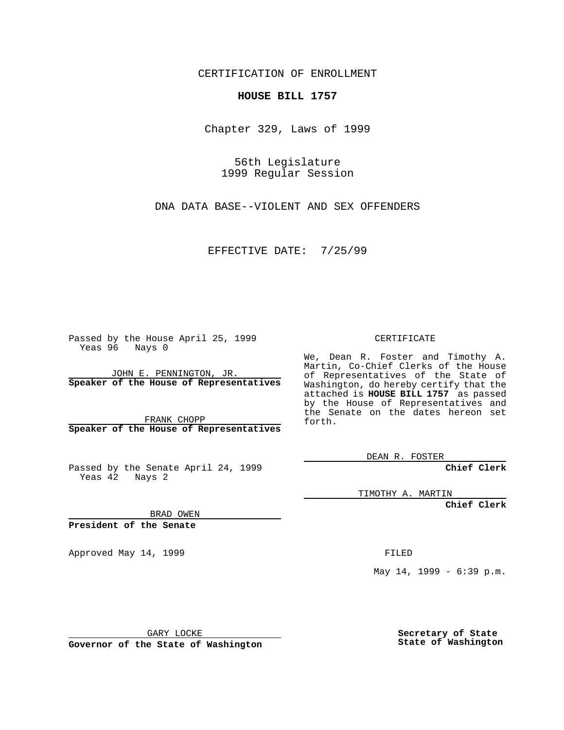CERTIFICATION OF ENROLLMENT

**HOUSE BILL 1757**

Chapter 329, Laws of 1999

56th Legislature
1999 Regular Session

DNA DATA BASE--VIOLENT AND SEX OFFENDERS

EFFECTIVE DATE: 7/25/99

Passed by the House April 25, 1999
Yeas 96 Nays 0

JOHN E. PENNINGTON, JR.
**Speaker of the House of Representatives**

FRANK CHOPP
**Speaker of the House of Representatives**

Passed by the Senate April 24, 1999
Yeas 42 Nays 2

BRAD OWEN
**President of the Senate**

Approved May 14, 1999

GARY LOCKE
**Governor of the State of Washington**

CERTIFICATE

We, Dean R. Foster and Timothy A. Martin, Co-Chief Clerks of the House of Representatives of the State of Washington, do hereby certify that the attached is **HOUSE BILL 1757** as passed by the House of Representatives and the Senate on the dates hereon set forth.

DEAN R. FOSTER
**Chief Clerk**

TIMOTHY A. MARTIN
**Chief Clerk**

FILED

May 14, 1999 - 6:39 p.m.

**Secretary of State**
**State of Washington**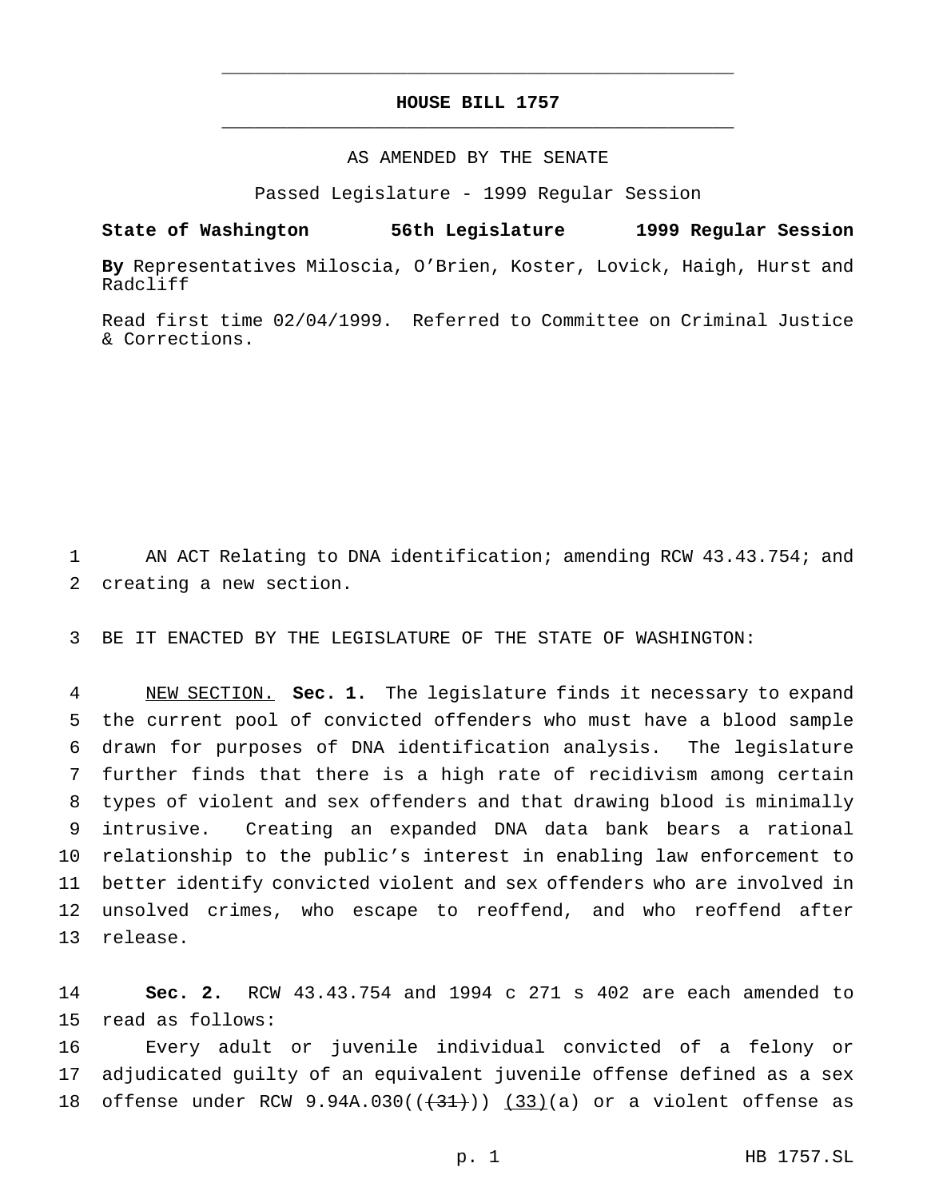# HOUSE BILL 1757

AS AMENDED BY THE SENATE

Passed Legislature - 1999 Regular Session

**State of Washington 56th Legislature 1999 Regular Session**

**By** Representatives Miloscia, O'Brien, Koster, Lovick, Haigh, Hurst and Radcliff

Read first time 02/04/1999. Referred to Committee on Criminal Justice & Corrections.

AN ACT Relating to DNA identification; amending RCW 43.43.754; and creating a new section.

BE IT ENACTED BY THE LEGISLATURE OF THE STATE OF WASHINGTON:

NEW SECTION. **Sec. 1.** The legislature finds it necessary to expand the current pool of convicted offenders who must have a blood sample drawn for purposes of DNA identification analysis. The legislature further finds that there is a high rate of recidivism among certain types of violent and sex offenders and that drawing blood is minimally intrusive. Creating an expanded DNA data bank bears a rational relationship to the public's interest in enabling law enforcement to better identify convicted violent and sex offenders who are involved in unsolved crimes, who escape to reoffend, and who reoffend after release.

**Sec. 2.** RCW 43.43.754 and 1994 c 271 s 402 are each amended to read as follows:

Every adult or juvenile individual convicted of a felony or adjudicated guilty of an equivalent juvenile offense defined as a sex offense under RCW 9.94A.030((~~(31)~~)) (33)(a) or a violent offense as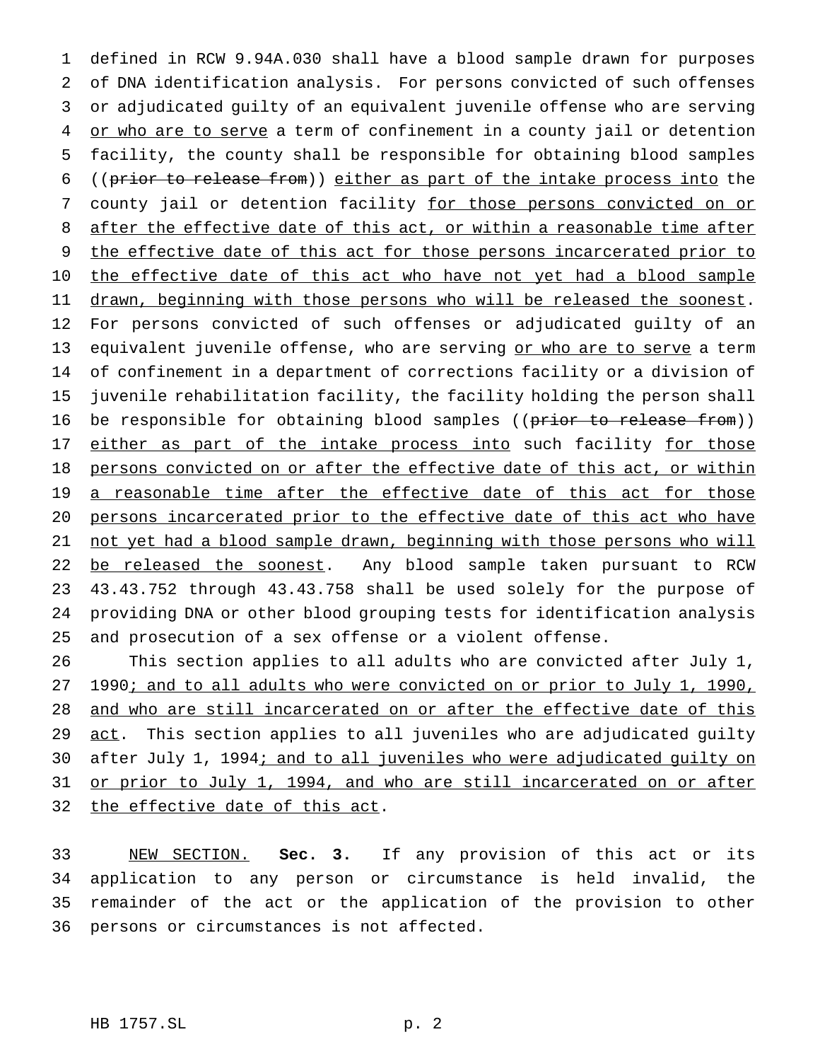defined in RCW 9.94A.030 shall have a blood sample drawn for purposes of DNA identification analysis. For persons convicted of such offenses or adjudicated guilty of an equivalent juvenile offense who are serving or who are to serve a term of confinement in a county jail or detention facility, the county shall be responsible for obtaining blood samples ((~~prior to release from~~)) either as part of the intake process into the county jail or detention facility for those persons convicted on or after the effective date of this act, or within a reasonable time after the effective date of this act for those persons incarcerated prior to the effective date of this act who have not yet had a blood sample drawn, beginning with those persons who will be released the soonest. For persons convicted of such offenses or adjudicated guilty of an equivalent juvenile offense, who are serving or who are to serve a term of confinement in a department of corrections facility or a division of juvenile rehabilitation facility, the facility holding the person shall be responsible for obtaining blood samples ((~~prior to release from~~)) either as part of the intake process into such facility for those persons convicted on or after the effective date of this act, or within a reasonable time after the effective date of this act for those persons incarcerated prior to the effective date of this act who have not yet had a blood sample drawn, beginning with those persons who will be released the soonest. Any blood sample taken pursuant to RCW 43.43.752 through 43.43.758 shall be used solely for the purpose of providing DNA or other blood grouping tests for identification analysis and prosecution of a sex offense or a violent offense.

This section applies to all adults who are convicted after July 1, 1990; and to all adults who were convicted on or prior to July 1, 1990, and who are still incarcerated on or after the effective date of this act. This section applies to all juveniles who are adjudicated guilty after July 1, 1994; and to all juveniles who were adjudicated guilty on or prior to July 1, 1994, and who are still incarcerated on or after the effective date of this act.

NEW SECTION. **Sec. 3.** If any provision of this act or its application to any person or circumstance is held invalid, the remainder of the act or the application of the provision to other persons or circumstances is not affected.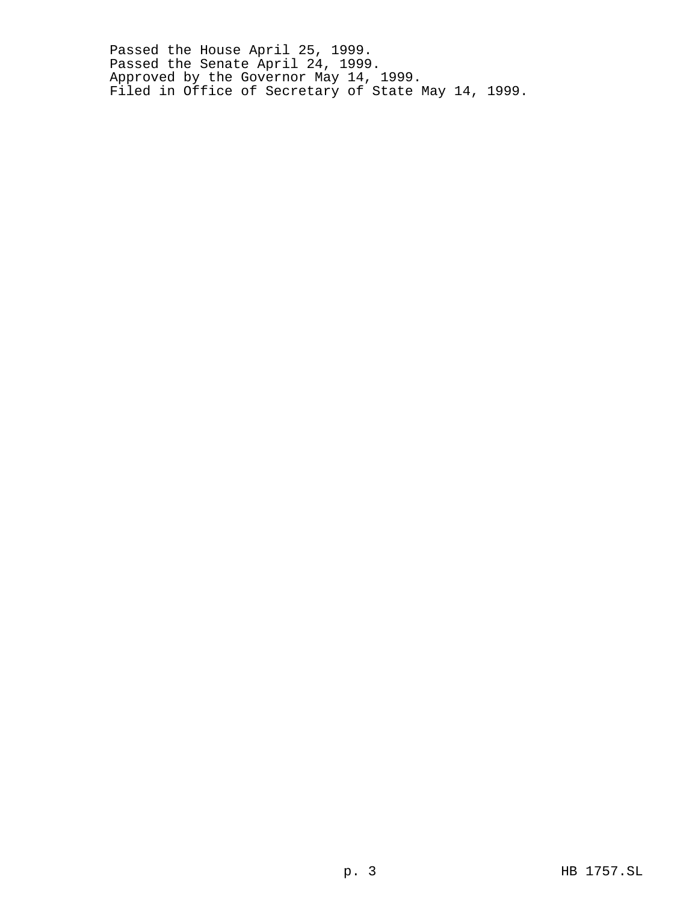Passed the House April 25, 1999.
Passed the Senate April 24, 1999.
Approved by the Governor May 14, 1999.
Filed in Office of Secretary of State May 14, 1999.